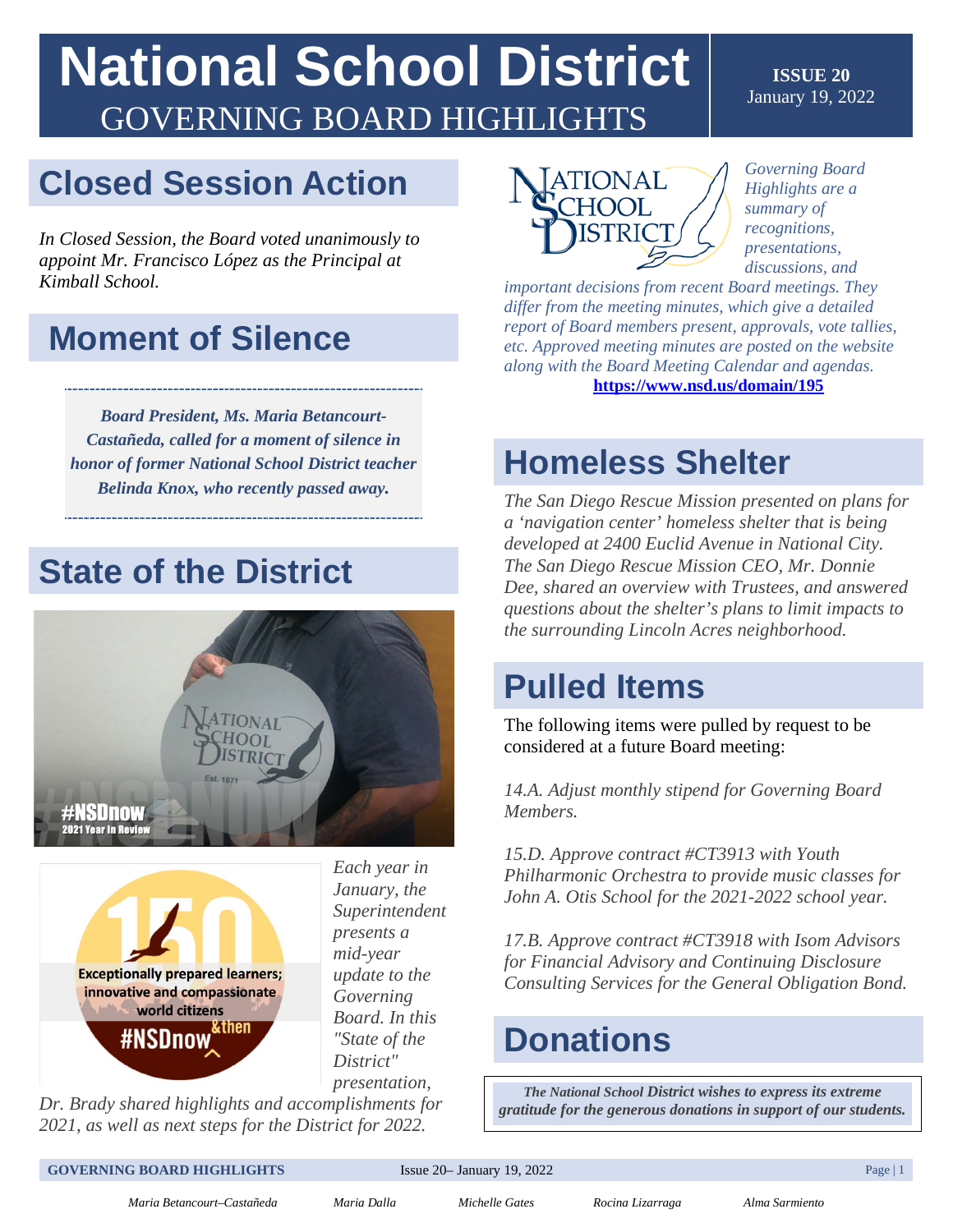# National School District
## GOVERNING BOARD HIGHLIGHTS

**ISSUE 20**
January 19, 2022

*Governing Board Highlights are a summary of recognitions, presentations, discussions, and important decisions from recent Board meetings. They differ from the meeting minutes, which give a detailed report of Board members present, approvals, vote tallies, etc. Approved meeting minutes are posted on the website along with the Board Meeting Calendar and agendas.*
**https://www.nsd.us/domain/195**

## Closed Session Action

*In Closed Session, the Board voted unanimously to appoint Mr. Francisco López as the Principal at Kimball School.*

## Moment of Silence

***Board President, Ms. Maria Betancourt-Castañeda, called for a moment of silence in honor of former National School District teacher Belinda Knox, who recently passed away.***

## State of the District

*Each year in January, the Superintendent presents a mid-year update to the Governing Board. In this "State of the District" presentation, Dr. Brady shared highlights and accomplishments for 2021, as well as next steps for the District for 2022.*

## Homeless Shelter

*The San Diego Rescue Mission presented on plans for a 'navigation center' homeless shelter that is being developed at 2400 Euclid Avenue in National City. The San Diego Rescue Mission CEO, Mr. Donnie Dee, shared an overview with Trustees, and answered questions about the shelter's plans to limit impacts to the surrounding Lincoln Acres neighborhood.*

## Pulled Items

The following items were pulled by request to be considered at a future Board meeting:

*14.A. Adjust monthly stipend for Governing Board Members.*

*15.D. Approve contract #CT3913 with Youth Philharmonic Orchestra to provide music classes for John A. Otis School for the 2021-2022 school year.*

*17.B. Approve contract #CT3918 with Isom Advisors for Financial Advisory and Continuing Disclosure Consulting Services for the General Obligation Bond.*

## Donations

***The National School District wishes to express its extreme gratitude for the generous donations in support of our students.***

*Maria Betancourt–Castañeda* *Maria Dalla* *Michelle Gates* *Rocina Lizarraga* *Alma Sarmiento*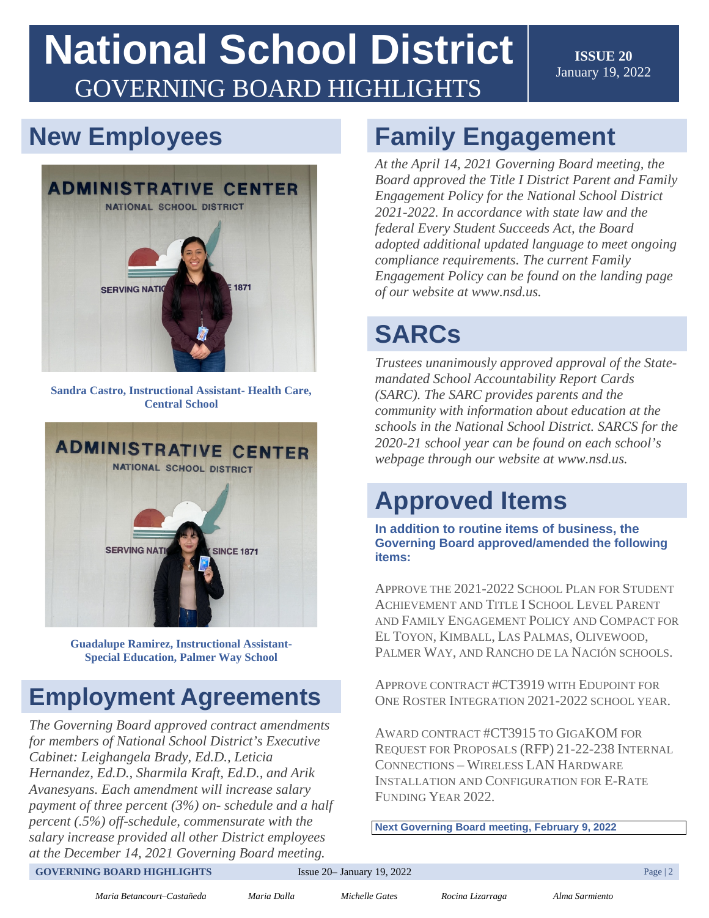# National School District
## GOVERNING BOARD HIGHLIGHTS

**ISSUE 20**
January 19, 2022

## New Employees

**Sandra Castro, Instructional Assistant- Health Care, Central School**

**Guadalupe Ramirez, Instructional Assistant- Special Education, Palmer Way School**

## Employment Agreements

*The Governing Board approved contract amendments for members of National School District's Executive Cabinet: Leighangela Brady, Ed.D., Leticia Hernandez, Ed.D., Sharmila Kraft, Ed.D., and Arik Avanesyans. Each amendment will increase salary payment of three percent (3%) on- schedule and a half percent (.5%) off-schedule, commensurate with the salary increase provided all other District employees at the December 14, 2021 Governing Board meeting.*

## Family Engagement

*At the April 14, 2021 Governing Board meeting, the Board approved the Title I District Parent and Family Engagement Policy for the National School District 2021-2022. In accordance with state law and the federal Every Student Succeeds Act, the Board adopted additional updated language to meet ongoing compliance requirements. The current Family Engagement Policy can be found on the landing page of our website at www.nsd.us.*

## SARCs

*Trustees unanimously approved approval of the State-mandated School Accountability Report Cards (SARC). The SARC provides parents and the community with information about education at the schools in the National School District. SARCS for the 2020-21 school year can be found on each school's webpage through our website at www.nsd.us.*

## Approved Items

**In addition to routine items of business, the Governing Board approved/amended the following items:**

APPROVE THE 2021-2022 SCHOOL PLAN FOR STUDENT ACHIEVEMENT AND TITLE I SCHOOL LEVEL PARENT AND FAMILY ENGAGEMENT POLICY AND COMPACT FOR EL TOYON, KIMBALL, LAS PALMAS, OLIVEWOOD, PALMER WAY, AND RANCHO DE LA NACIÓN SCHOOLS.

APPROVE CONTRACT #CT3919 WITH EDUPOINT FOR ONE ROSTER INTEGRATION 2021-2022 SCHOOL YEAR.

AWARD CONTRACT #CT3915 TO GIGAKOM FOR REQUEST FOR PROPOSALS (RFP) 21-22-238 INTERNAL CONNECTIONS – WIRELESS LAN HARDWARE INSTALLATION AND CONFIGURATION FOR E-RATE FUNDING YEAR 2022.

**Next Governing Board meeting, February 9, 2022**

*Maria Betancourt–Castañeda* *Maria Dalla* *Michelle Gates* *Rocina Lizarraga* *Alma Sarmiento*